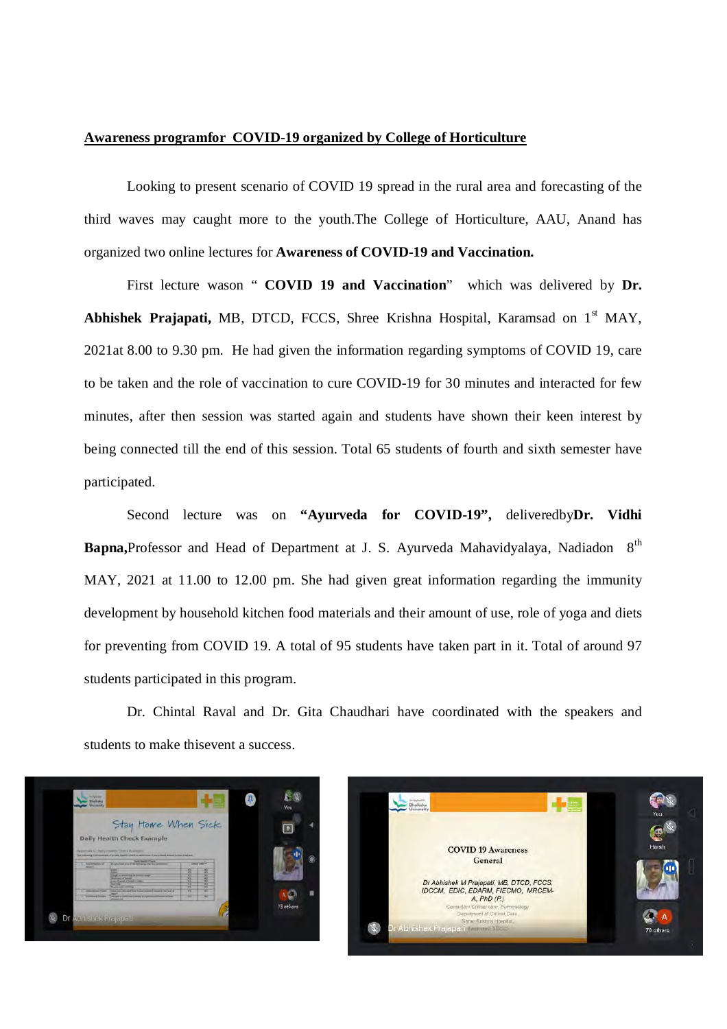**Awareness programfor COVID-19 organized by College of Horticulture**

Looking to present scenario of COVID 19 spread in the rural area and forecasting of the third waves may caught more to the youth.The College of Horticulture, AAU, Anand has organized two online lectures for **Awareness of COVID-19 and Vaccination.**

First lecture wason " **COVID 19 and Vaccination**" which was delivered by **Dr. Abhishek Prajapati,** MB, DTCD, FCCS, Shree Krishna Hospital, Karamsad on 1st MAY, 2021at 8.00 to 9.30 pm. He had given the information regarding symptoms of COVID 19, care to be taken and the role of vaccination to cure COVID-19 for 30 minutes and interacted for few minutes, after then session was started again and students have shown their keen interest by being connected till the end of this session. Total 65 students of fourth and sixth semester have participated.

Second lecture was on **"Ayurveda for COVID-19",** deliveredby**Dr. Vidhi Bapna,**Professor and Head of Department at J. S. Ayurveda Mahavidyalaya, Nadiadon 8th MAY, 2021 at 11.00 to 12.00 pm. She had given great information regarding the immunity development by household kitchen food materials and their amount of use, role of yoga and diets for preventing from COVID 19. A total of 95 students have taken part in it. Total of around 97 students participated in this program.

Dr. Chintal Raval and Dr. Gita Chaudhari have coordinated with the speakers and students to make thisevent a success.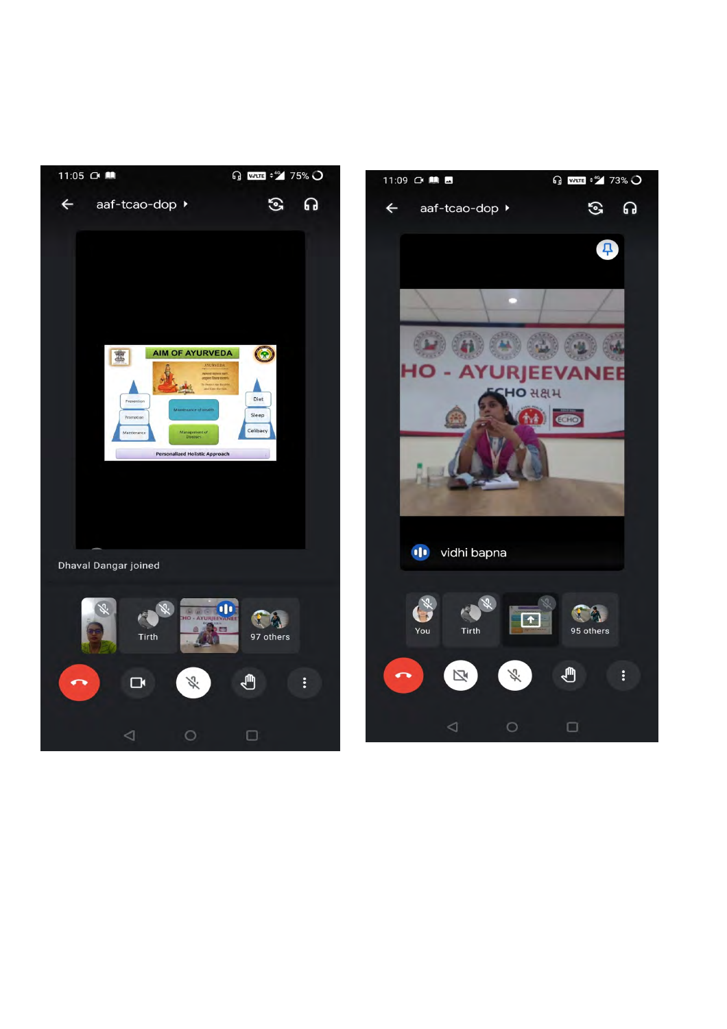11:05 75%

aaf-tcao-dop

AIM OF AYURVEDA

Prevention

Promotion

Maintenance

Maintenance of Health

Management of Disease

Diet

Sleep

Celibacy

Personalized Holistic Approach

Dhaval Dangar joined

Tirth

97 others

11:09 73%

aaf-tcao-dop

HO - AYURJEEVANEE

ECHO सक्षम

vidhi bapna

You

Tirth

95 others